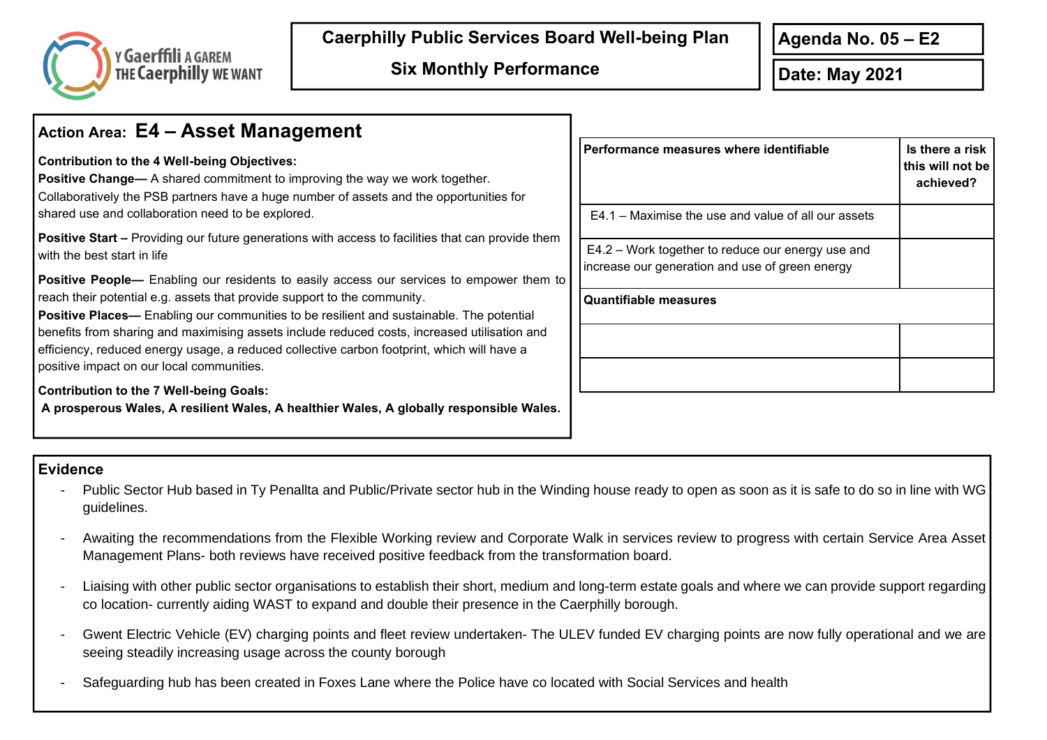Y Gaerffili A GAREM
THE Caerphilly WE WANT

**Caerphilly Public Services Board Well-being Plan**

**Six Monthly Performance**

**Agenda No. 05 – E2**

**Date: May 2021**

## Action Area: E4 – Asset Management

**Contribution to the 4 Well-being Objectives:**

**Positive Change—** A shared commitment to improving the way we work together. Collaboratively the PSB partners have a huge number of assets and the opportunities for shared use and collaboration need to be explored.

**Positive Start –** Providing our future generations with access to facilities that can provide them with the best start in life

**Positive People—** Enabling our residents to easily access our services to empower them to reach their potential e.g. assets that provide support to the community.

**Positive Places—** Enabling our communities to be resilient and sustainable. The potential benefits from sharing and maximising assets include reduced costs, increased utilisation and efficiency, reduced energy usage, a reduced collective carbon footprint, which will have a positive impact on our local communities.

**Contribution to the 7 Well-being Goals:**

**A prosperous Wales, A resilient Wales, A healthier Wales, A globally responsible Wales.**

| Performance measures where identifiable | Is there a risk this will not be achieved? |
|---|---|
| E4.1 – Maximise the use and value of all our assets | |
| E4.2 – Work together to reduce our energy use and increase our generation and use of green energy | |
| **Quantifiable measures** | |
| | |
| | |

## Evidence

- Public Sector Hub based in Ty Penallta and Public/Private sector hub in the Winding house ready to open as soon as it is safe to do so in line with WG guidelines.
- Awaiting the recommendations from the Flexible Working review and Corporate Walk in services review to progress with certain Service Area Asset Management Plans- both reviews have received positive feedback from the transformation board.
- Liaising with other public sector organisations to establish their short, medium and long-term estate goals and where we can provide support regarding co location- currently aiding WAST to expand and double their presence in the Caerphilly borough.
- Gwent Electric Vehicle (EV) charging points and fleet review undertaken- The ULEV funded EV charging points are now fully operational and we are seeing steadily increasing usage across the county borough
- Safeguarding hub has been created in Foxes Lane where the Police have co located with Social Services and health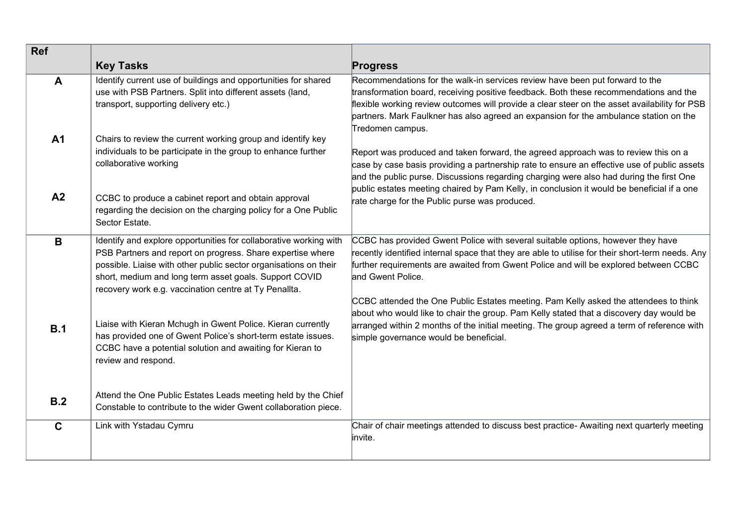| Ref | Key Tasks | Progress |
|---|---|---|
| **A** | Identify current use of buildings and opportunities for shared use with PSB Partners. Split into different assets (land, transport, supporting delivery etc.) | Recommendations for the walk-in services review have been put forward to the transformation board, receiving positive feedback. Both these recommendations and the flexible working review outcomes will provide a clear steer on the asset availability for PSB partners. Mark Faulkner has also agreed an expansion for the ambulance station on the Tredomen campus. |
| **A1** | Chairs to review the current working group and identify key individuals to be participate in the group to enhance further collaborative working | Report was produced and taken forward, the agreed approach was to review this on a case by case basis providing a partnership rate to ensure an effective use of public assets and the public purse. Discussions regarding charging were also had during the first One public estates meeting chaired by Pam Kelly, in conclusion it would be beneficial if a one rate charge for the Public purse was produced. |
| **A2** | CCBC to produce a cabinet report and obtain approval regarding the decision on the charging policy for a One Public Sector Estate. | |
| **B** | Identify and explore opportunities for collaborative working with PSB Partners and report on progress. Share expertise where possible. Liaise with other public sector organisations on their short, medium and long term asset goals. Support COVID recovery work e.g. vaccination centre at Ty Penallta. | CCBC has provided Gwent Police with several suitable options, however they have recently identified internal space that they are able to utilise for their short-term needs. Any further requirements are awaited from Gwent Police and will be explored between CCBC and Gwent Police. |
| **B.1** | Liaise with Kieran Mchugh in Gwent Police. Kieran currently has provided one of Gwent Police's short-term estate issues. CCBC have a potential solution and awaiting for Kieran to review and respond. | CCBC attended the One Public Estates meeting. Pam Kelly asked the attendees to think about who would like to chair the group. Pam Kelly stated that a discovery day would be arranged within 2 months of the initial meeting. The group agreed a term of reference with simple governance would be beneficial. |
| **B.2** | Attend the One Public Estates Leads meeting held by the Chief Constable to contribute to the wider Gwent collaboration piece. | |
| **C** | Link with Ystadau Cymru | Chair of chair meetings attended to discuss best practice- Awaiting next quarterly meeting invite. |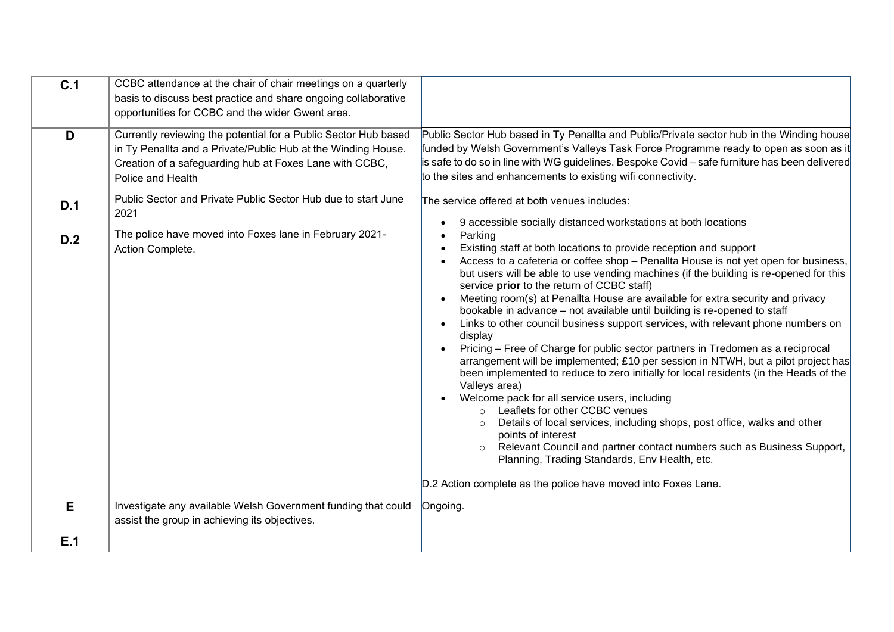| | | |
|---|---|---|
| **C.1** | CCBC attendance at the chair of chair meetings on a quarterly basis to discuss best practice and share ongoing collaborative opportunities for CCBC and the wider Gwent area. | |
| **D**<br><br>**D.1**<br><br>**D.2** | Currently reviewing the potential for a Public Sector Hub based in Ty Penallta and a Private/Public Hub at the Winding House. Creation of a safeguarding hub at Foxes Lane with CCBC, Police and Health<br><br>Public Sector and Private Public Sector Hub due to start June 2021<br><br>The police have moved into Foxes lane in February 2021- Action Complete. | Public Sector Hub based in Ty Penallta and Public/Private sector hub in the Winding house funded by Welsh Government's Valleys Task Force Programme ready to open as soon as it is safe to do so in line with WG guidelines. Bespoke Covid – safe furniture has been delivered to the sites and enhancements to existing wifi connectivity.<br><br>The service offered at both venues includes:<br><br>• 9 accessible socially distanced workstations at both locations<br>• Parking<br>• Existing staff at both locations to provide reception and support<br>• Access to a cafeteria or coffee shop – Penallta House is not yet open for business, but users will be able to use vending machines (if the building is re-opened for this service **prior** to the return of CCBC staff)<br>• Meeting room(s) at Penallta House are available for extra security and privacy bookable in advance – not available until building is re-opened to staff<br>• Links to other council business support services, with relevant phone numbers on display<br>• Pricing – Free of Charge for public sector partners in Tredomen as a reciprocal arrangement will be implemented; £10 per session in NTWH, but a pilot project has been implemented to reduce to zero initially for local residents (in the Heads of the Valleys area)<br>• Welcome pack for all service users, including<br>&nbsp;&nbsp;&nbsp;&nbsp;○ Leaflets for other CCBC venues<br>&nbsp;&nbsp;&nbsp;&nbsp;○ Details of local services, including shops, post office, walks and other points of interest<br>&nbsp;&nbsp;&nbsp;&nbsp;○ Relevant Council and partner contact numbers such as Business Support, Planning, Trading Standards, Env Health, etc.<br><br>D.2 Action complete as the police have moved into Foxes Lane. |
| **E**<br><br>**E.1** | Investigate any available Welsh Government funding that could assist the group in achieving its objectives. | Ongoing. |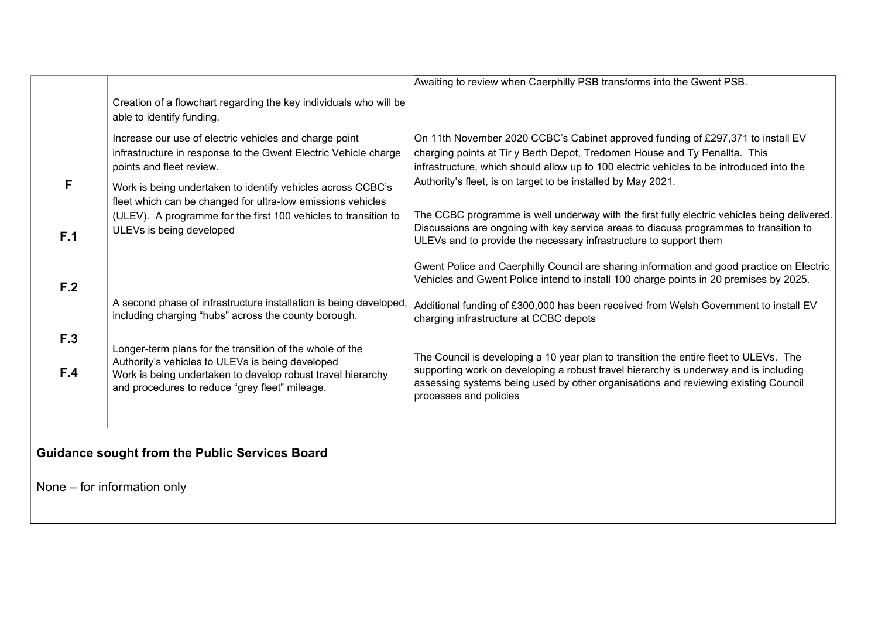| | | |
|---|---|---|
| | Creation of a flowchart regarding the key individuals who will be able to identify funding. | Awaiting to review when Caerphilly PSB transforms into the Gwent PSB. |
| **F** | Increase our use of electric vehicles and charge point infrastructure in response to the Gwent Electric Vehicle charge points and fleet review. | On 11th November 2020 CCBC's Cabinet approved funding of £297,371 to install EV charging points at Tir y Berth Depot, Tredomen House and Ty Penallta. This infrastructure, which should allow up to 100 electric vehicles to be introduced into the Authority's fleet, is on target to be installed by May 2021. |
| **F.1** | Work is being undertaken to identify vehicles across CCBC's fleet which can be changed for ultra-low emissions vehicles (ULEV). A programme for the first 100 vehicles to transition to ULEVs is being developed | The CCBC programme is well underway with the first fully electric vehicles being delivered. Discussions are ongoing with key service areas to discuss programmes to transition to ULEVs and to provide the necessary infrastructure to support them |
| **F.2** | | Gwent Police and Caerphilly Council are sharing information and good practice on Electric Vehicles and Gwent Police intend to install 100 charge points in 20 premises by 2025. |
| **F.3** | A second phase of infrastructure installation is being developed, including charging "hubs" across the county borough. | Additional funding of £300,000 has been received from Welsh Government to install EV charging infrastructure at CCBC depots |
| **F.4** | Longer-term plans for the transition of the whole of the Authority's vehicles to ULEVs is being developed<br>Work is being undertaken to develop robust travel hierarchy and procedures to reduce "grey fleet" mileage. | The Council is developing a 10 year plan to transition the entire fleet to ULEVs. The supporting work on developing a robust travel hierarchy is underway and is including assessing systems being used by other organisations and reviewing existing Council processes and policies |

**Guidance sought from the Public Services Board**

None – for information only